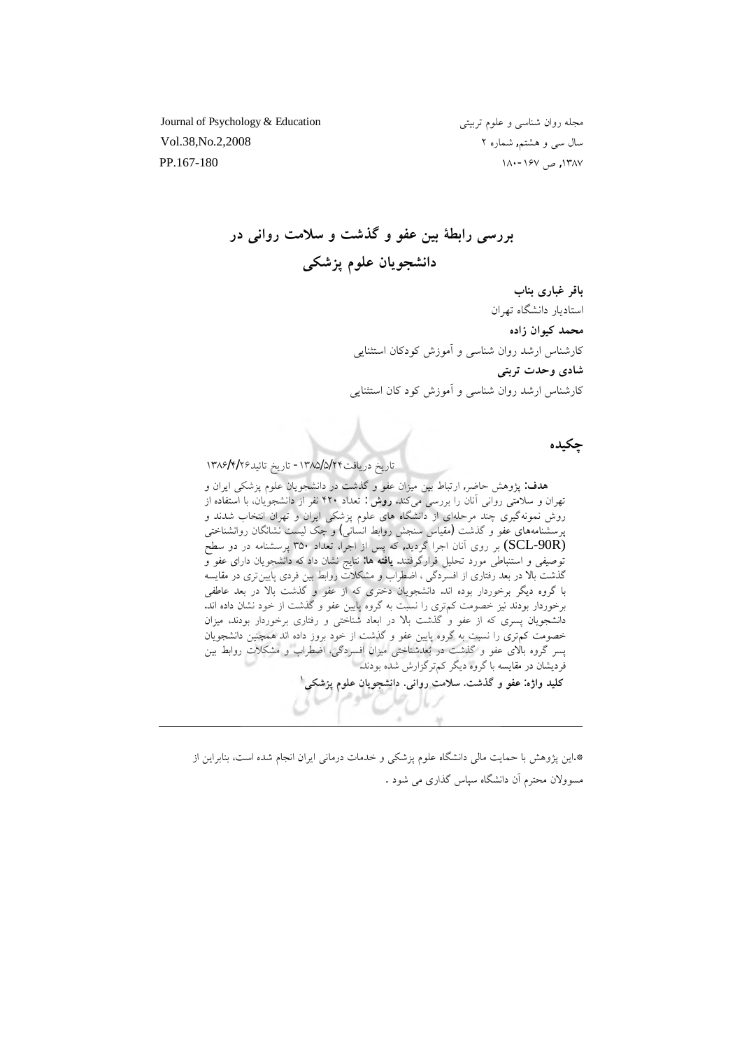Journal of Psychology & Education
Vol.38,No.2,2008
PP.167-180

مجله روان شناسی و علوم تربیتی
سال سی و هشتم، شماره ۲
۱۳۸۷، ص ۱۶۷-۱۸۰

# بررسی رابطهٔ بین عفو و گذشت و سلامت روانی در دانشجویان علوم پزشکی

**باقر غباری بناب**
استادیار دانشگاه تهران

**محمد کیوان زاده**
کارشناس ارشد روان شناسی و آموزش کودکان استثنایی

**شادی وحدت تربتی**
کارشناس ارشد روان شناسی و آموزش کود کان استثنایی

## چکیده

تاریخ دریافت۱۳۸۵/۵/۲۴ - تاریخ تائید۱۳۸۶/۴/۲۶

**هدف:** پژوهش حاضر، ارتباط بین میزان عفو و گذشت در دانشجویان علوم پزشکی ایران و تهران و سلامتی روانی آنان را بررسی می‌کند. **روش:** تعداد ۴۲۰ نفر از دانشجویان، با استفاده از روش نمونه‌گیری چند مرحله‌ای از دانشگاه های علوم پزشکی ایران و تهران انتخاب شدند و پرسشنامه‌های عفو و گذشت (مقیاس سنجش روابط انسانی) و چک لیست نشانگان روانشناختی (SCL-90R) بر روی آنان اجرا گردید، که پس از اجرا، تعداد ۳۵۰ پرسشنامه در دو سطح توصیفی و استنباطی مورد تحلیل قرارگرفتند. **یافته ها:** نتایج نشان داد که دانشجویان دارای عفو و گذشت بالا در بعد رفتاری از افسردگی ، اضطراب و مشکلات روابط بین فردی پایین‌تری در مقایسه با گروه دیگر برخوردار بوده اند. دانشجویان دختری که از عفو و گذشت بالا در بعد عاطفی برخوردار بودند نیز خصومت کم‌تری را نسبت به گروه پایین عفو و گذشت از خود نشان داده اند. دانشجویان پسری که از عفو و گذشت بالا در ابعاد شناختی و رفتاری برخوردار بودند، میزان خصومت کم‌تری را نسبت به گروه پایین عفو و گذشت از خود بروز داده اند همچنین دانشجویان پسر گروه بالای عفو و گذشت در بُعدشناختی میزان افسردگی، اضطراب و مشکلات روابط بین فردیشان در مقایسه با گروه دیگر کم‌ترگزارش شده بودند.

**کلید واژه: عفو و گذشت. سلامت روانی. دانشجویان علوم پزشکی**[۱]

---

*.این پژوهش با حمایت مالی دانشگاه علوم پزشکی و خدمات درمانی ایران انجام شده است، بنابراین از مسوولان محترم آن دانشگاه سپاس گذاری می شود .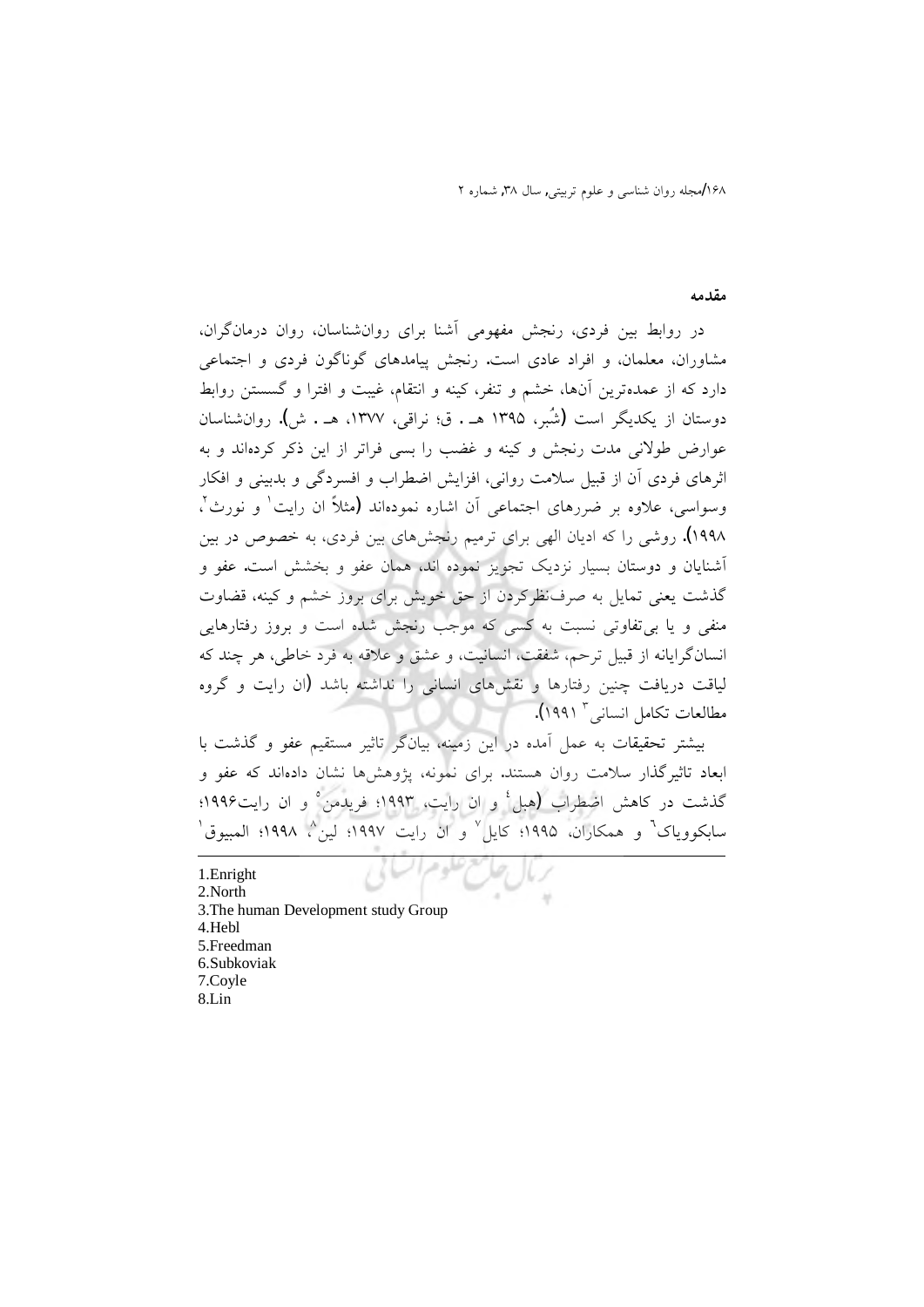## مقدمه

در روابط بین فردی، رنجش مفهومی آشنا برای روان‌شناسان، روان درمان‌گران، مشاوران، معلمان، و افراد عادی است. رنجش پیامدهای گوناگون فردی و اجتماعی دارد که از عمده‌ترین آن‌ها، خشم و تنفر، کینه و انتقام، غیبت و افترا و گسستن روابط دوستان از یکدیگر است (شُبَر، ۱۳۹۵ هـ . ق؛ نراقی، ۱۳۷۷، هـ . ش). روان‌شناسان عوارض طولانی مدت رنجش و کینه و غضب را بسی فراتر از این ذکر کرده‌اند و به اثرهای فردی آن از قبیل سلامت روانی، افزایش اضطراب و افسردگی و بدبینی و افکار وسواسی، علاوه بر ضررهای اجتماعی آن اشاره نموده‌اند (مثلاً ان رایت[1] و نورث[2]، ۱۹۹۸). روشی را که ادیان الهی برای ترمیم رنجش‌های بین فردی، به خصوص در بین آشنایان و دوستان بسیار نزدیک تجویز نموده اند، همان عفو و بخشش است. عفو و گذشت یعنی تمایل به صرف‌نظرکردن از حق خویش برای بروز خشم و کینه، قضاوت منفی و یا بی‌تفاوتی نسبت به کسی که موجب رنجش شده است و بروز رفتارهایی انسان‌گرایانه از قبیل ترحم، شفقت، انسانیت، و عشق و علاقه به فرد خاطی، هر چند که لیاقت دریافت چنین رفتارها و نقش‌های انسانی را نداشته باشد (ان رایت و گروه مطالعات تکامل انسانی[3] ۱۹۹۱).

بیشتر تحقیقات به عمل آمده در این زمینه، بیان‌گر تاثیر مستقیم عفو و گذشت با ابعاد تاثیرگذار سلامت روان هستند. برای نمونه، پژوهش‌ها نشان داده‌اند که عفو و گذشت در کاهش اضطراب (هبل[4] و ان رایت، ۱۹۹۳؛ فریدمن[5] و ان رایت۱۹۹۶؛ سابکوویاک[6] و همکاران، ۱۹۹۵؛ کایل[7] و ان رایت ۱۹۹۷؛ لین[8]، ۱۹۹۸؛ المبیوق[1]

---

1. Enright
2. North
3. The human Development study Group
4. Hebl
5. Freedman
6. Subkoviak
7. Coyle
8. Lin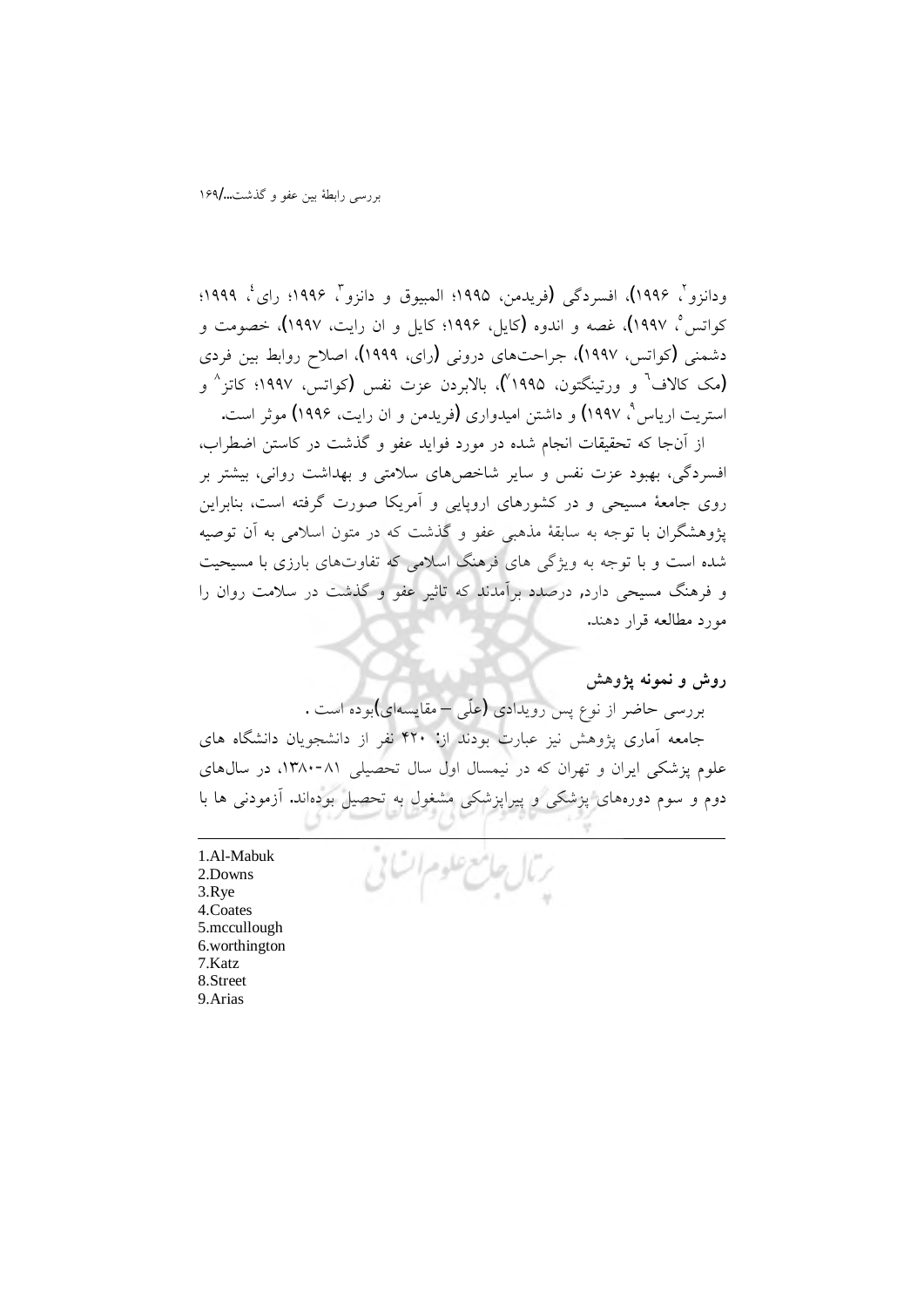ودانزو[2]، ۱۹۹۶)، افسردگی (فریدمن، ۱۹۹۵؛ المبیوق و دانزو[3]، ۱۹۹۶؛ رای[4]، ۱۹۹۹؛ کواتس[5]، ۱۹۹۷)، غصه و اندوه (کایل، ۱۹۹۶؛ کایل و ان رایت، ۱۹۹۷)، خصومت و دشمنی (کواتس، ۱۹۹۷)، جراحت‌های درونی (رای، ۱۹۹۹)، اصلاح روابط بین فردی (مک کالاف[6] و ورتینگتون، ۱۹۹۵[7])، بالابردن عزت نفس (کواتس، ۱۹۹۷؛ کاتز[8] و استریت اریاس[9]، ۱۹۹۷) و داشتن امیدواری (فریدمن و ان رایت، ۱۹۹۶) موثر است.

از آن‌جا که تحقیقات انجام شده در مورد فواید عفو و گذشت در کاستن اضطراب، افسردگی، بهبود عزت نفس و سایر شاخص‌های سلامتی و بهداشت روانی، بیشتر بر روی جامعهٔ مسیحی و در کشورهای اروپایی و آمریکا صورت گرفته است، بنابراین پژوهشگران با توجه به سابقهٔ مذهبی عفو و گذشت که در متون اسلامی به آن توصیه شده است و با توجه به ویژگی های فرهنگ اسلامی که تفاوت‌های بارزی با مسیحیت و فرهنگ مسیحی دارد، درصدد برآمدند که تاثیر عفو و گذشت در سلامت روان را مورد مطالعه قرار دهند.

## روش و نمونه پژوهش

بررسی حاضر از نوع پس رویدادی (علّی – مقایسه‌ای)بوده است .

جامعه آماری پژوهش نیز عبارت بودند از: ۴۲۰ نفر از دانشجویان دانشگاه های علوم پزشکی ایران و تهران که در نیمسال اول سال تحصیلی ۸۱-۱۳۸۰، در سال‌های دوم و سوم دوره‌های پزشکی و پیراپزشکی مشغول به تحصیل بوده‌اند. آزمودنی ها با

---

1.Al-Mabuk
2.Downs
3.Rye
4.Coates
5.mccullough
6.worthington
7.Katz
8.Street
9.Arias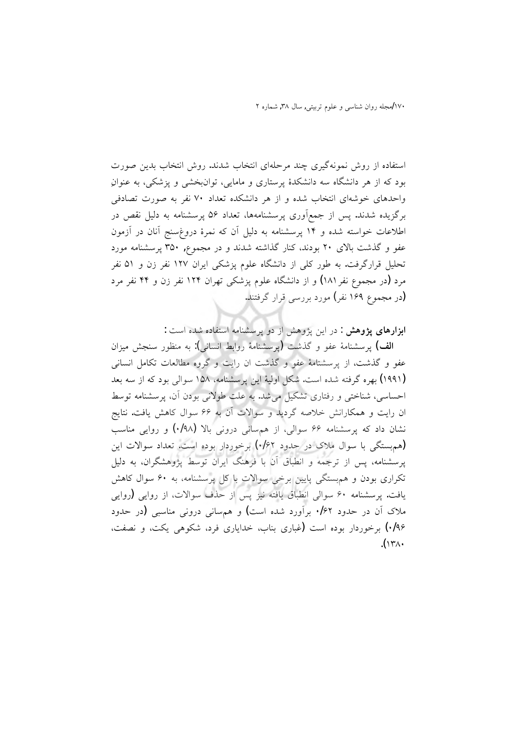استفاده از روش نمونه‌گیری چند مرحله‌ای انتخاب شدند. روش انتخاب بدین صورت بود که از هر دانشگاه سه دانشکدهٔ پرستاری و مامایی، توان‌بخشی و پزشکی، به عنوانِ واحدهای خوشه‌ای انتخاب شده و از هر دانشکده تعداد ۷۰ نفر به صورت تصادفی برگزیده شدند. پس از جمع‌آوری پرسشنامه‌ها، تعداد ۵۶ پرسشنامه به دلیل نقص در اطلاعات خواسته شده و ۱۴ پرسشنامه به دلیل آن که نمرهٔ دروغ‌سنج آنان در آزمون عفو و گذشت بالای ۲۰ بودند، کنار گذاشته شدند و در مجموع، ۳۵۰ پرسشنامه مورد تحلیل قرارگرفت. به طور کلی از دانشگاه علوم پزشکی ایران ۱۲۷ نفر زن و ۵۱ نفر مرد (در مجموع نفر۱۸۱) و از دانشگاه علوم پزشکی تهران ۱۲۴ نفر زن و ۴۴ نفر مرد (در مجموع ۱۶۹ نفر) مورد بررسی قرار گرفتند.

**ابزارهای پژوهش** : در این پژوهش از دو پرسشنامه استفاده شده است :

**الف)** پرسشنامهٔ عفو و گذشت (پرسشنامهٔ روابط انسانی): به منظور سنجش میزان عفو و گذشت، از پرسشنامهٔ عفو و گذشت ان رایت و گروه مطالعات تکامل انسانی (۱۹۹۱) بهره گرفته شده است. شکل اولیهٔ این پرسشنامه، ۱۵۸ سوالی بود که از سه بعد احساسی، شناختی و رفتاری تشکیل می‌شد. به علت طولانی بودن آن، پرسشنامه توسط ان رایت و همکارانش خلاصه گردید و سوالات آن به ۶۶ سوال کاهش یافت. نتایج نشان داد که پرسشنامه ۶۶ سوالی، از همسانی درونی بالا (۰/۹۸) و روایی مناسب (همبستگی با سوال ملاک در حدود ۰/۶۲) برخوردار بوده است. تعداد سوالات این پرسشنامه، پس از ترجمه و انطباق آن با فرهنگ ایران توسط پژوهشگران، به دلیل تکراری بودن و همبستگی پایین برخی سوالات با کل پرسشنامه، به ۶۰ سوال کاهش یافت. پرسشنامه ۶۰ سوالی انطباق یافته نیز پس از حذف سوالات، از روایی (روایی ملاک آن در حدود ۰/۶۲ برآورد شده است) و همسانی درونی مناسبی (در حدود ۰/۹۶) برخوردار بوده است (غباری بناب، خدایاری فرد، شکوهی یکت، و نصفت، ۱۳۸۰).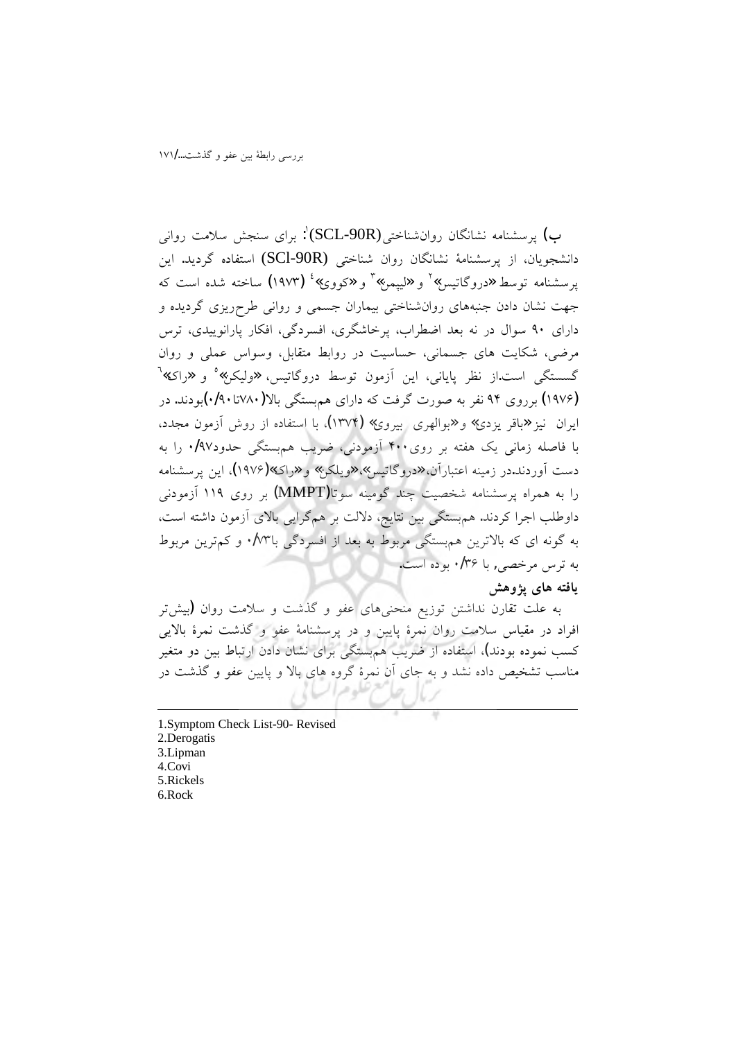**ب)** پرسشنامه نشانگان روان‌شناختی(SCL-90R)[1]: برای سنجش سلامت روانی دانشجویان، از پرسشنامهٔ نشانگان روان شناختی (SCl-90R) استفاده گردید. این پرسشنامه توسط «دروگاتیس»[2] و «لیپمن»[3] و «کووی»[4] (۱۹۷۳) ساخته شده است که جهت نشان دادن جنبه‌های روان‌شناختی بیماران جسمی و روانی طرح‌ریزی گردیده و دارای ۹۰ سوال در نه بعد اضطراب، پرخاشگری، افسردگی، افکار پارانوییدی، ترس مرضی، شکایت های جسمانی، حساسیت در روابط متقابل، وسواس عملی و روان گسستگی است.از نظر پایانی، این آزمون توسط دروگاتیس، «ولیکز»[5] و «راک»[6] (۱۹۷۶) برروی ۹۴ نفر به صورت گرفت که دارای همبستگی بالا(۷۸۰تا۰/۹۰)بودند. در ایران نیز«باقر یزدی» و«بوالهری بیروی» (۱۳۷۴)، با استفاده از روش آزمون مجدد، با فاصله زمانی یک هفته بر روی۴۰۰ آزمودنی، ضریب همبستگی حدود۰/۹۷ را به دست آوردند.در زمینه اعتبارآن،«دروگاتیس»،«ویلکز» و«راک»(۱۹۷۶)، این پرسشنامه را به همراه پرسشنامه شخصیت چند گومینه سوتا(MMPT) بر روی ۱۱۹ آزمودنی داوطلب اجرا کردند. هم‌بستگی بین نتایج، دلالت بر هم‌گرایی بالای آزمون داشته است، به گونه ای که بالاترین هم‌بستگی مربوط به بعد از افسردگی با۰/۷۳ و کم‌ترین مربوط به ترس مرخصی، با ۰/۳۶ بوده است.

**یافته های پژوهش**

به علت تقارن نداشتن توزیع منحنی‌های عفو و گذشت و سلامت روان (بیش‌تر افراد در مقیاس سلامت روان نمرهٔ پایین و در پرسشنامهٔ عفو و گذشت نمرهٔ بالایی کسب نموده بودند)، استفاده از ضریب هم‌بستگی برای نشان دادن ارتباط بین دو متغیر مناسب تشخیص داده نشد و به جای آن نمرهٔ گروه های بالا و پایین عفو و گذشت در

---

1. Symptom Check List-90- Revised
2. Derogatis
3. Lipman
4. Covi
5. Rickels
6. Rock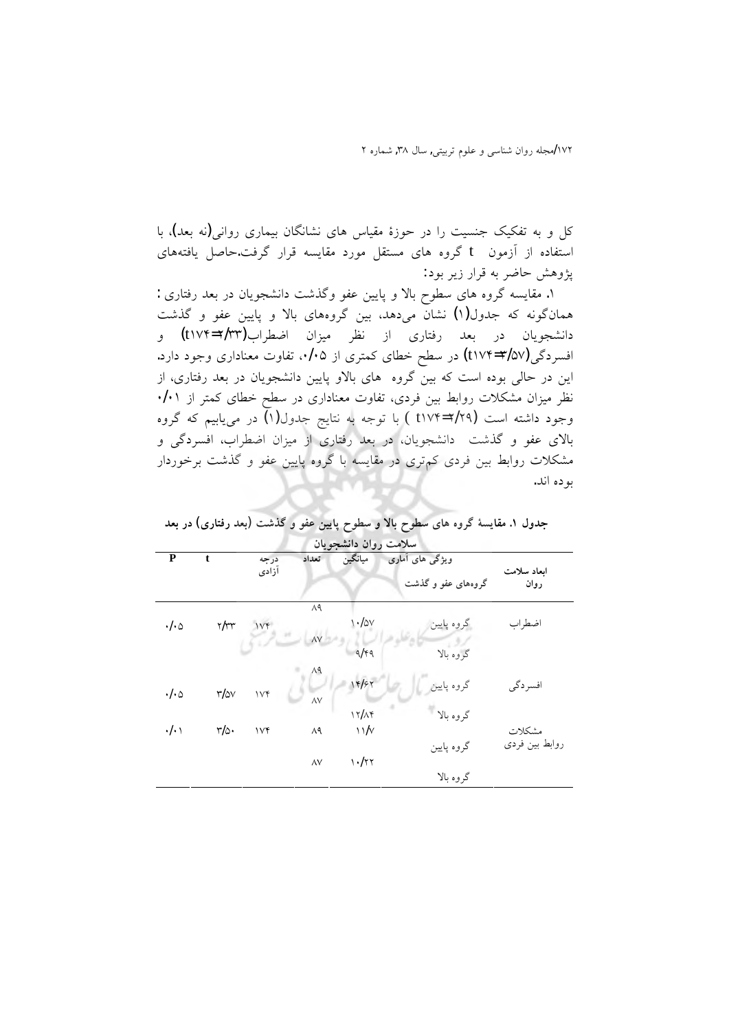کل و به تفکیک جنسیت را در حوزهٔ مقیاس های نشانگان بیماری روانی(نه بعد)، با استفاده از آزمون t گروه های مستقل مورد مقایسه قرار گرفت.حاصل یافته‌های پژوهش حاضر به قرار زیر بود:

۱. مقایسه گروه های سطوح بالا و پایین عفو وگذشت دانشجویان در بعد رفتاری :
همان‌گونه که جدول(۱) نشان می‌دهد، بین گروه‌های بالا و پایین عفو و گذشت دانشجویان در بعد رفتاری از نظر میزان اضطراب(t۱۷۴=۲/۳۳) و افسردگی(t۱۷۴=۳/۵۷) در سطح خطای کمتری از ۰/۰۵، تفاوت معناداری وجود دارد. این در حالی بوده است که بین گروه های بالاو پایین دانشجویان در بعد رفتاری، از نظر میزان مشکلات روابط بین فردی، تفاوت معناداری در سطح خطای کمتر از ۰/۰۱ وجود داشته است (t۱۷۴=۳/۲۹ ) با توجه به نتایج جدول(۱) در می‌یابیم که گروه بالای عفو و گذشت دانشجویان، در بعد رفتاری از میزان اضطراب، افسردگی و مشکلات روابط بین فردی کم‌تری در مقایسه با گروه پایین عفو و گذشت برخوردار بوده اند.

**جدول ۱. مقایسهٔ گروه های سطوح بالا و سطوح پایین عفو و گذشت (بعد رفتاری) در بعد سلامت روان دانشجویان**

| ابعاد سلامت روان | ویژگی های آماری / گروه‌های عفو و گذشت | میانگین | تعداد | درجه آزادی | t | P |
|---|---|---|---|---|---|---|
| اضطراب | گروه پایین | ۱۰/۵۷ | ۸۹ | ۱۷۴ | ۲/۳۳ | ۰/۰۵ |
| | گروه بالا | ۹/۴۹ | ۸۷ | | | |
| افسردگی | گروه پایین | ۱۴/۶۲ | ۸۹ | ۱۷۴ | ۳/۵۷ | ۰/۰۵ |
| | گروه بالا | ۱۲/۸۴ | ۸۷ | | | |
| مشکلات روابط بین فردی | گروه پایین | ۱۱/۷ | ۸۹ | ۱۷۴ | ۳/۵۰ | ۰/۰۱ |
| | گروه بالا | ۱۰/۲۲ | ۸۷ | | | |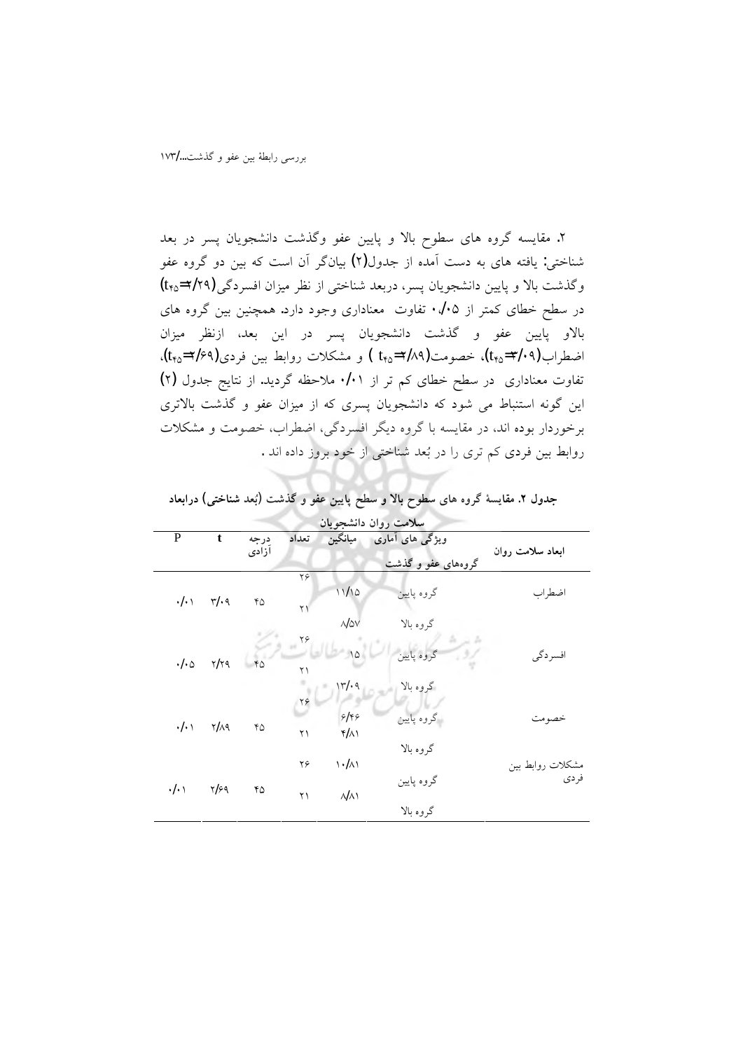۲. مقایسه گروه های سطوح بالا و پایین عفو وگذشت دانشجویان پسر در بعد شناختی: یافته های به دست آمده از جدول(۲) بیانگر آن است که بین دو گروه عفو وگذشت بالا و پایین دانشجویان پسر، دربعد شناختی از نظر میزان افسردگی($t_{45}$=۲/۲۹) در سطح خطای کمتر از ۰/۰۵ تفاوت معناداری وجود دارد. همچنین بین گروه های بالاو پایین عفو و گذشت دانشجویان پسر در این بعد، ازنظر میزان اضطراب($t_{45}$=۳/۰۹)، خصومت($t_{45}$=۲/۸۹ ) و مشکلات روابط بین فردی($t_{45}$=۲/۶۹)، تفاوت معناداری در سطح خطای کم تر از ۰/۰۱ ملاحظه گردید. از نتایج جدول (۲) این گونه استنباط می شود که دانشجویان پسری که از میزان عفو و گذشت بالاتری برخوردار بوده اند، در مقایسه با گروه دیگر افسردگی، اضطراب، خصومت و مشکلات روابط بین فردی کم تری را در بُعد شناختی از خود بروز داده اند .

**جدول ۲. مقایسهٔ گروه های سطوح بالا و سطح پایین عفو و گذشت (بُعد شناختی) درابعاد سلامت روان دانشجویان**

| ابعاد سلامت روان | ویژگی های آماری / گروه‌های عفو و گذشت | میانگین | تعداد | درجه آزادی | t | P |
|---|---|---|---|---|---|---|
| اضطراب | گروه پایین | ۱۱/۱۵ | ۲۶ | ۴۵ | ۳/۰۹ | ۰/۰۱ |
| | گروه بالا | ۸/۵۷ | ۲۱ | | | |
| افسردگی | گروه پایین | ۱۵ | ۲۶ | ۴۵ | ۲/۲۹ | ۰/۰۵ |
| | گروه بالا | ۱۳/۰۹ | ۲۱ | | | |
| خصومت | گروه پایین | ۶/۴۶ | ۲۶ | ۴۵ | ۲/۸۹ | ۰/۰۱ |
| | گروه بالا | ۴/۸۱ | ۲۱ | | | |
| مشکلات روابط بین فردی | گروه پایین | ۱۰/۸۱ | ۲۶ | ۴۵ | ۲/۶۹ | ۰/۰۱ |
| | گروه بالا | ۸/۸۱ | ۲۱ | | | |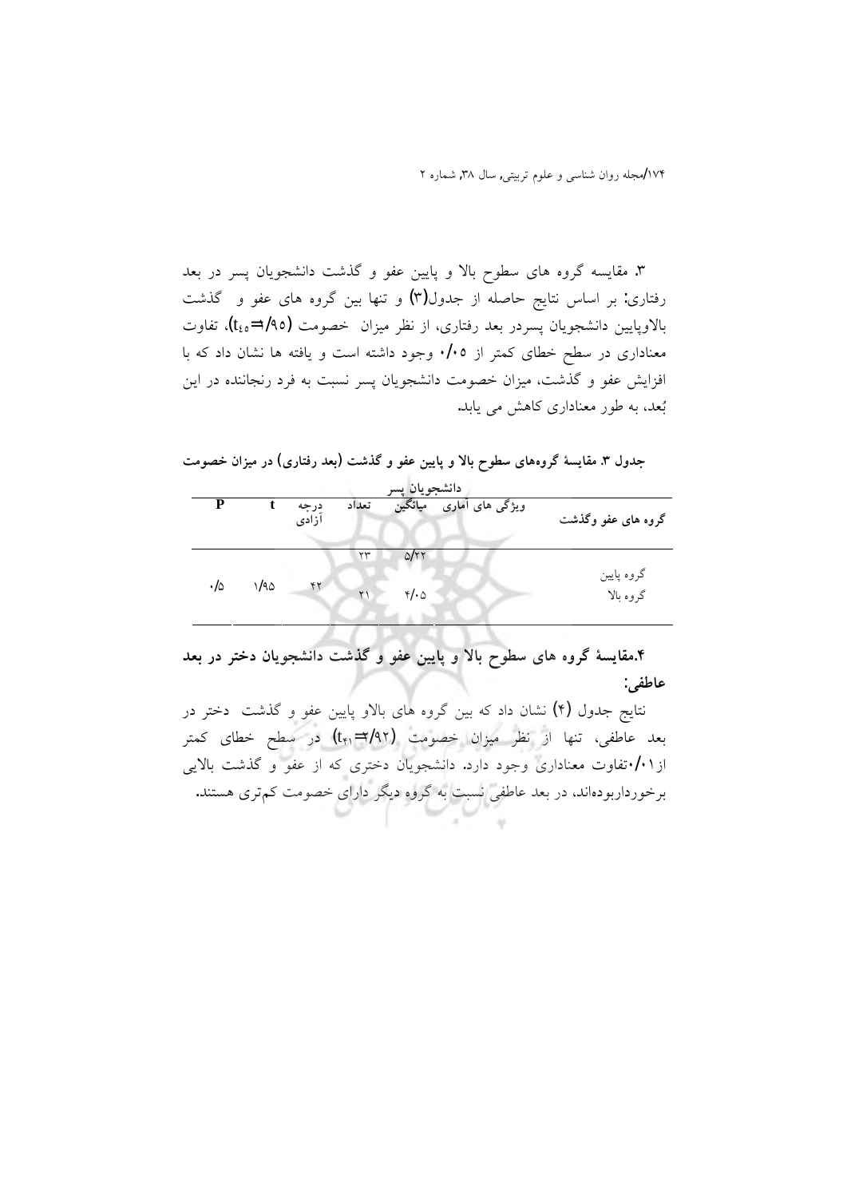۳. مقایسه گروه های سطوح بالا و پایین عفو و گذشت دانشجویان پسر در بعد رفتاری: بر اساس نتایج حاصله از جدول(۳) و تنها بین گروه های عفو و گذشت بالاوپایین دانشجویان پسردر بعد رفتاری، از نظر میزان خصومت ($t_{45}$=۱/۹۵)، تفاوت معناداری در سطح خطای کمتر از ۰/۰۵ وجود داشته است و یافته ها نشان داد که با افزایش عفو و گذشت، میزان خصومت دانشجویان پسر نسبت به فرد رنجاننده در این بُعد، به طور معناداری کاهش می یابد.

**جدول ۳. مقایسهٔ گروه‌های سطوح بالا و پایین عفو و گذشت (بعد رفتاری) در میزان خصومت دانشجویان پسر**

| گروه های عفو وگذشت | ویژگی های آماری میانگین | تعداد | درجه آزادی | t | P |
|---|---|---|---|---|---|
| گروه پایین | ۵/۲۲ | ۲۳ | ۴۲ | ۱/۹۵ | ۰/۵ |
| گروه بالا | ۴/۰۵ | ۲۱ | | | |

**۴.مقایسهٔ گروه های سطوح بالا و پایین عفو و گذشت دانشجویان دختر در بعد عاطفی:**

نتایج جدول (۴) نشان داد که بین گروه های بالاو پایین عفو و گذشت دختر در بعد عاطفی، تنها از نظر میزان خصومت ($t_{41}$=۲/۹۲) در سطح خطای کمتر از۰/۰۱تفاوت معناداری وجود دارد. دانشجویان دختری که از عفو و گذشت بالایی برخورداربوده‌اند، در بعد عاطفی نسبت به گروه دیگر دارای خصومت کم‌تری هستند.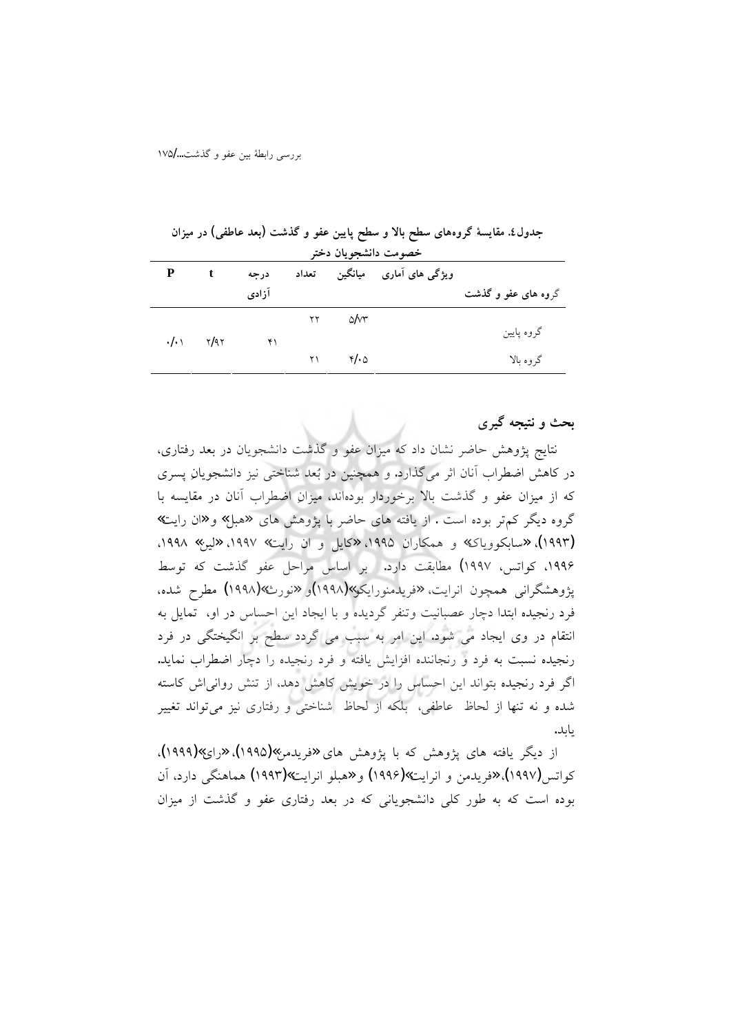**جدول٤. مقایسهٔ گروه‌های سطح بالا و سطح پایین عفو و گذشت (بعد عاطفی) در میزان خصومت دانشجویان دختر**

| گروه های عفو و گذشت | ویژگی های آماری | میانگین | تعداد | درجه آزادی | t | P |
|---|---|---|---|---|---|---|
| گروه پایین | | ۵/۷۳ | ۲۲ | ۴۱ | ۲/۹۲ | ۰/۰۱ |
| گروه بالا | | ۴/۰۵ | ۲۱ | | | |

## بحث و نتیجه گیری

نتایج پژوهش حاضر نشان داد که میزان عفو و گذشت دانشجویان در بعد رفتاری، در کاهش اضطراب آنان اثر می‌گذارد. و همچنین در بُعد شناختی نیز دانشجویان پسری که از میزان عفو و گذشت بالا برخوردار بوده‌اند، میزان اضطراب آنان در مقایسه با گروه دیگر کم‌تر بوده است . از یافته های حاضر با پژوهش های «هبل» و«ان رایت» (۱۹۹۳)، «سابکوویاک» و همکاران ۱۹۹۵، «کایل و ان رایت» ۱۹۹۷، «لین» ۱۹۹۸، ۱۹۹۶، کواتس، ۱۹۹۷) مطابقت دارد. بر اساس مراحل عفو گذشت که توسط پژوهشگرانی همچون انرایت، «فریدمنورایکو»(۱۹۹۸)و «نورث»(۱۹۹۸) مطرح شده، فرد رنجیده ابتدا دچار عصبانیت وتنفر گردیده و با ایجاد این احساس در او، تمایل به انتقام در وی ایجاد می شود. این امر به سبب می گردد سطح بر انگیختگی در فرد رنجیده نسبت به فرد و رنجاننده افزایش یافته و فرد رنجیده را دچار اضطراب نماید. اگر فرد رنجیده بتواند این احساس را در خویش کاهش دهد، از تنش روانی‌اش کاسته شده و نه تنها از لحاظ عاطفی، بلکه از لحاظ شناختی و رفتاری نیز می‌تواند تغییر یابد.

از دیگر یافته های پژوهش که با پژوهش های «فریدمن»(۱۹۹۵)، «رای»(۱۹۹۹)، کواتس(۱۹۹۷)،«فریدمن و انرایت»(۱۹۹۶) و«هبلو انرایت»(۱۹۹۳) هماهنگی دارد، آن بوده است که به طور کلی دانشجویانی که در بعد رفتاری عفو و گذشت از میزان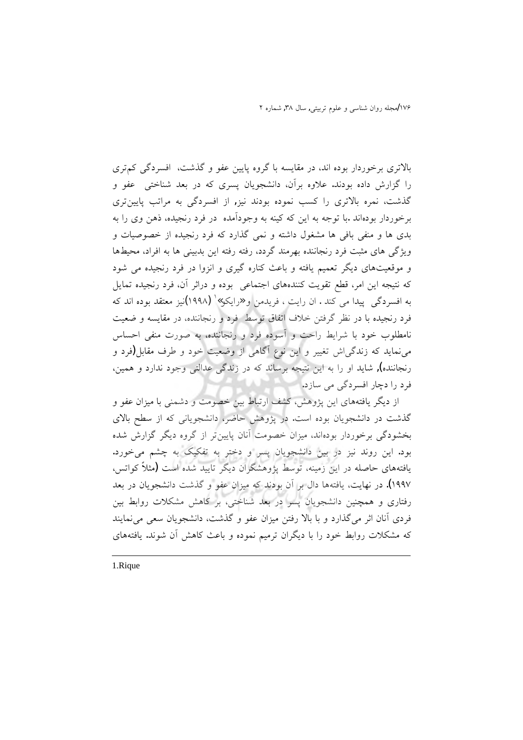بالاتری برخوردار بوده اند، در مقایسه با گروه پایین عفو و گذشت، افسردگی کم‌تری را گزارش داده بودند. علاوه برآن، دانشجویان پسری که در بعد شناختی عفو و گذشت، نمره بالاتری را کسب نموده بودند نیز، از افسردگی به مراتب پایین‌تری برخوردار بوده‌اند .با توجه به این که کینه به وجودآمده در فرد رنجیده، ذهن وی را به بدی ها و منفی بافی ها مشغول داشته و نمی گذارد که فرد رنجیده از خصوصیات و ویژگی های مثبت فرد رنجاننده بهرمند گردد، رفته رفته این بدبینی ها به افراد، محیط‌ها و موقعیت‌های دیگر تعمیم یافته و باعث کناره گیری و انزوا در فرد رنجیده می شود که نتیجه این امر، قطع تقویت کننده‌های اجتماعی بوده و دراثر آن، فرد رنجیده تمایل به افسردگی پیدا می کند . ان رایت ، فریدمن و«رایکو»[1] (۱۹۹۸)نیز معتقد بوده اند که فرد رنجیده با در نظر گرفتن خلاف اتفاق توسط فرد و رنجاننده، در مقایسه و ضعیت نامطلوب خود با شرایط راحت و آسوده فرد و رنجاننده، به صورت منفی احساس می‌نماید که زندگی‌اش تغییر و این نوع آگاهی از وضعیت خود و طرف مقابل(فرد و رنجاننده)، شاید او را به این نتیجه برساند که در زندگی عدالتی وجود ندارد و همین، فرد را دچار افسردگی می سازد.

از دیگر یافته‌های این پژوهش، کشف ارتباط بین خصومت و دشمنی با میزان عفو و گذشت در دانشجویان بوده است. در پژوهش حاضر، دانشجویانی که از سطح بالای بخشودگی برخوردار بوده‌اند، میزان خصومت آنان پایین‌تر از گروه دیگر گزارش شده بود. این روند نیز در بین دانشجویان پسر و دختر به تفکیک به چشم می‌خورد. یافته‌های حاصله در این زمینه، توسط پژوهشگران دیگر تایید شده است (مثلاً کواتس، ۱۹۹۷). در نهایت، یافته‌ها دال بر آن بودند که میزان عفو و گذشت دانشجویان در بعد رفتاری و همچنین دانشجویان پسر در بعد شناختی، بر کاهش مشکلات روابط بین فردی آنان اثر می‌گذارد و با بالا رفتن میزان عفو و گذشت، دانشجویان سعی می‌نمایند که مشکلات روابط خود را با دیگران ترمیم نموده و باعث کاهش آن شوند. یافته‌های

1.Rique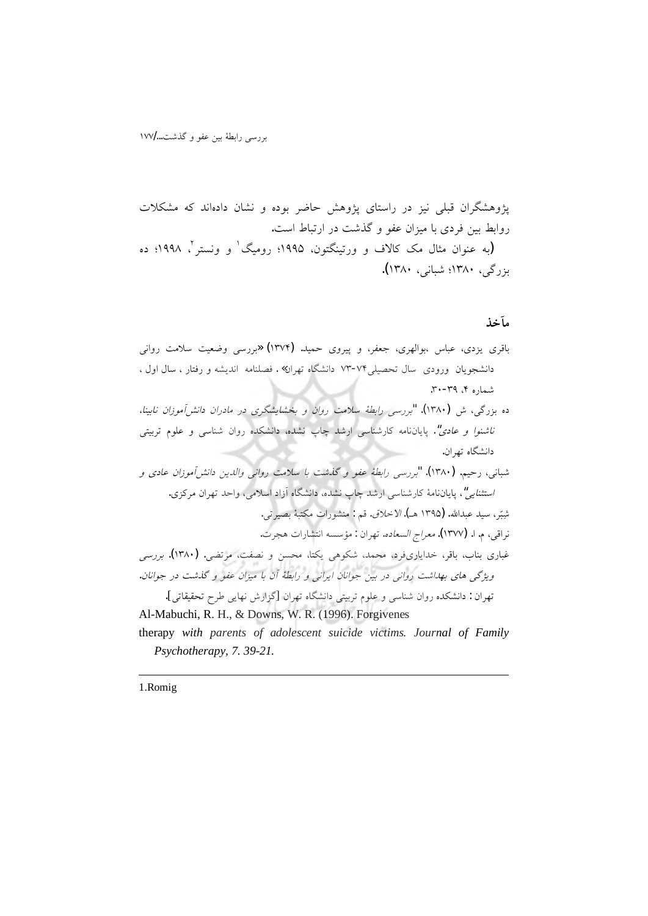پژوهشگران قبلی نیز در راستای پژوهش حاضر بوده و نشان داده‌اند که مشکلات روابط بین فردی با میزان عفو و گذشت در ارتباط است.

**(**به عنوان مثال مک کالاف و ورتینگتون، ۱۹۹۵؛ رومیگ[1] و ونستر[2]، ۱۹۹۸؛ ده بزرگی، ۱۳۸۰؛ شبانی، ۱۳۸۰**)**.

## مآخذ

باقری یزدی، عباس ،بوالهری، جعفر، و پیروی حمید. (۱۳۷۴) «بررسی وضعیت سلامت روانی دانشجویان ورودی سال تحصیلی۷۴-۷۳ دانشگاه تهران» . فصلنامه اندیشه و رفتار ، سال اول ، شماره ۴، ۳۹-۳۰.

ده بزرگی، ش. (۱۳۸۰). "*بررسی رابطهٔ سلامت روان و بخشایشگری در مادران دانش‌آموزان نابینا، ناشنوا و عادی*". پایان‌نامه کارشناسی ارشد چاپ نشده، دانشکده روان شناسی و علوم تربیتی دانشگاه تهران.

شبانی، رحیم. (۱۳۸۰). "*بررسی رابطهٔ عفو و گذشت با سلامت روانی والدین دانش‌آموزان عادی و استثنایی*"، پایان‌نامهٔ کارشناسی ارشد چاپ نشده، دانشگاه آزاد اسلامی، واحد تهران مرکزی.

شبّر، سید عبدالله. (۱۳۹۵ هـ). *الاخلاق*. قم : منشورات مکتبهٔ بصیرتی.

نراقی، م. ا. (۱۳۷۷). *معراج السعاده*. تهران : مؤسسه انتشارات هجرت.

غباری بناب، باقر، خدایاری‌فرد، محمد، شکوهی یکتا، محسن و نصفت، مرتضی. (۱۳۸۰). *بررسی ویژگی های بهداشت روانی در بین جوانان ایرانی و رابطهٔ آن با میزان عفو و گذشت در جوانان*. تهران : دانشکده روان شناسی و علوم تربیتی دانشگاه تهران [گزارش نهایی طرح تحقیقاتی].

Al-Mabuchi, R. H., & Downs, W. R. (1996). Forgivenes therapy *with parents of adolescent suicide victims. Journal of Family Psychotherapy, 7. 39-21.*

---

1.Romig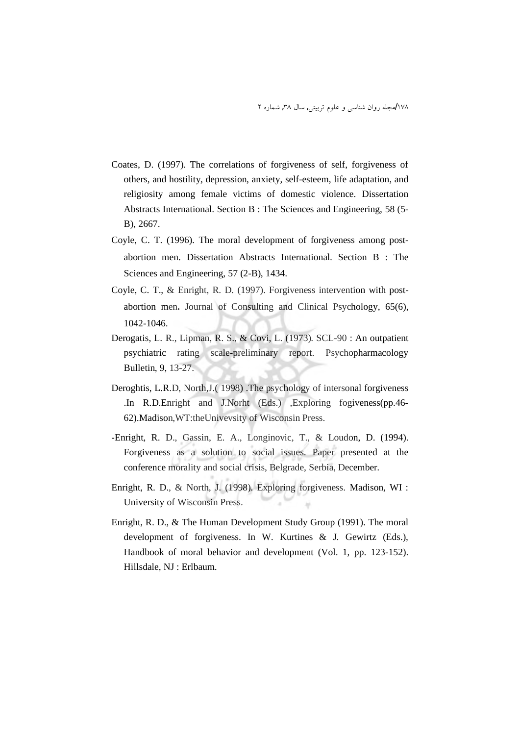Coates, D. (1997). The correlations of forgiveness of self, forgiveness of others, and hostility, depression, anxiety, self-esteem, life adaptation, and religiosity among female victims of domestic violence. Dissertation Abstracts International. Section B : The Sciences and Engineering, 58 (5-B), 2667.

Coyle, C. T. (1996). The moral development of forgiveness among post-abortion men. Dissertation Abstracts International. Section B : The Sciences and Engineering, 57 (2-B), 1434.

Coyle, C. T., & Enright, R. D. (1997). Forgiveness intervention with post-abortion men**.** Journal of Consulting and Clinical Psychology, 65(6), 1042-1046.

Derogatis, L. R., Lipman, R. S., & Covi, L. (1973). SCL-90 : An outpatient psychiatric rating scale-preliminary report. Psychopharmacology Bulletin, 9, 13-27.

Deroghtis, L.R.D, North,J.( 1998) .The psychology of intersonal forgiveness .In R.D.Enright and J.Norht (Eds.) ,Exploring fogiveness(pp.46-62).Madison,WT:theUnivevsity of Wisconsin Press.

-Enright, R. D., Gassin, E. A., Longinovic, T., & Loudon, D. (1994). Forgiveness as a solution to social issues. Paper presented at the conference morality and social crisis, Belgrade, Serbia, December.

Enright, R. D., & North, J. (1998). Exploring forgiveness. Madison, WI : University of Wisconsin Press.

Enright, R. D., & The Human Development Study Group (1991). The moral development of forgiveness. In W. Kurtines & J. Gewirtz (Eds.), Handbook of moral behavior and development (Vol. 1, pp. 123-152). Hillsdale, NJ : Erlbaum.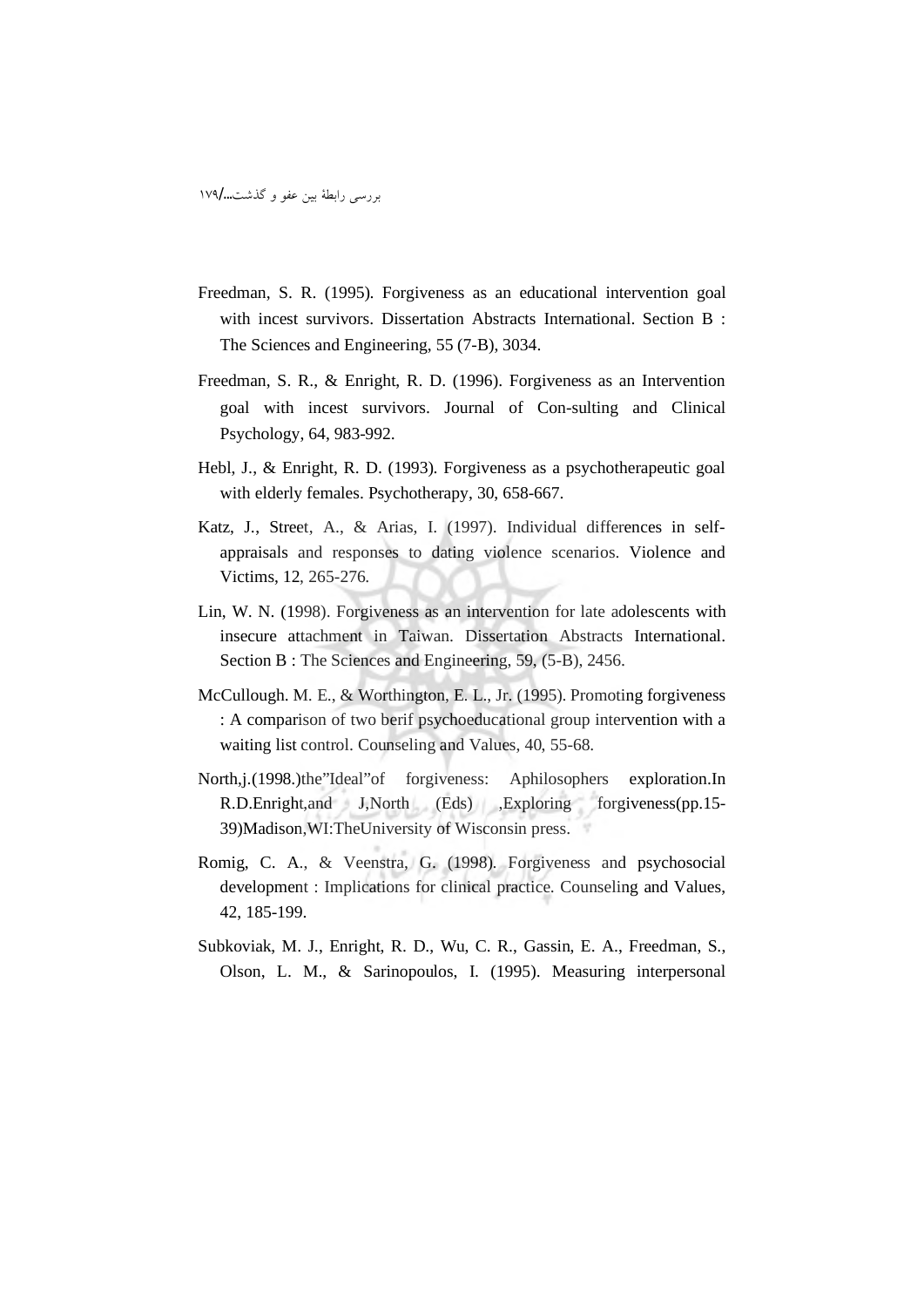Freedman, S. R. (1995). Forgiveness as an educational intervention goal with incest survivors. Dissertation Abstracts International. Section B : The Sciences and Engineering, 55 (7-B), 3034.

Freedman, S. R., & Enright, R. D. (1996). Forgiveness as an Intervention goal with incest survivors. Journal of Con-sulting and Clinical Psychology, 64, 983-992.

Hebl, J., & Enright, R. D. (1993). Forgiveness as a psychotherapeutic goal with elderly females. Psychotherapy, 30, 658-667.

Katz, J., Street, A., & Arias, I. (1997). Individual differences in self-appraisals and responses to dating violence scenarios. Violence and Victims, 12, 265-276.

Lin, W. N. (1998). Forgiveness as an intervention for late adolescents with insecure attachment in Taiwan. Dissertation Abstracts International. Section B : The Sciences and Engineering, 59, (5-B), 2456.

McCullough. M. E., & Worthington, E. L., Jr. (1995). Promoting forgiveness : A comparison of two berif psychoeducational group intervention with a waiting list control. Counseling and Values, 40, 55-68.

North,j.(1998.)the"Ideal"of forgiveness: Aphilosophers exploration.In R.D.Enright,and J,North (Eds) ,Exploring forgiveness(pp.15-39)Madison,WI:TheUniversity of Wisconsin press.

Romig, C. A., & Veenstra, G. (1998). Forgiveness and psychosocial development : Implications for clinical practice. Counseling and Values, 42, 185-199.

Subkoviak, M. J., Enright, R. D., Wu, C. R., Gassin, E. A., Freedman, S., Olson, L. M., & Sarinopoulos, I. (1995). Measuring interpersonal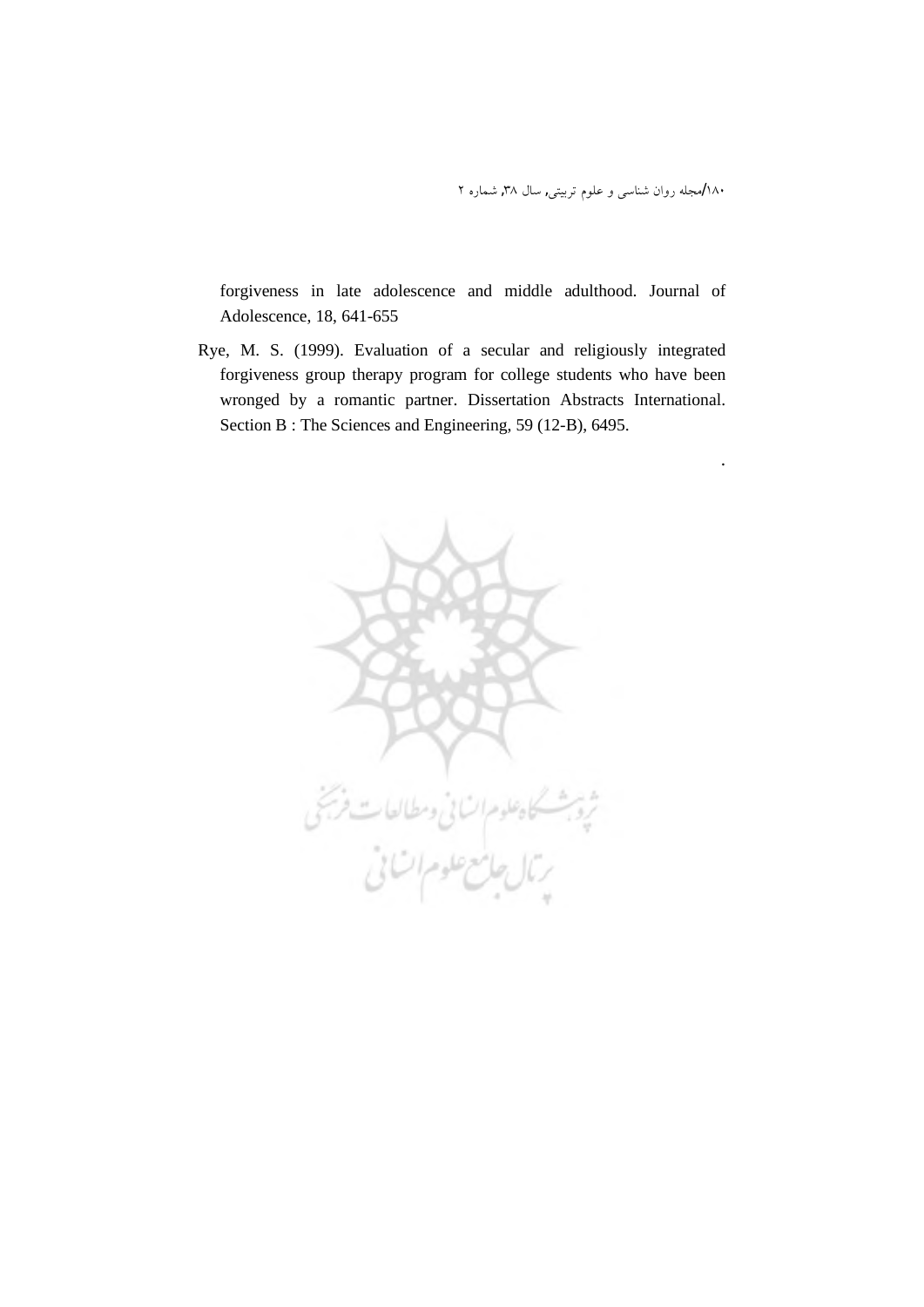forgiveness in late adolescence and middle adulthood. Journal of Adolescence, 18, 641-655

Rye, M. S. (1999). Evaluation of a secular and religiously integrated forgiveness group therapy program for college students who have been wronged by a romantic partner. Dissertation Abstracts International. Section B : The Sciences and Engineering, 59 (12-B), 6495.

.